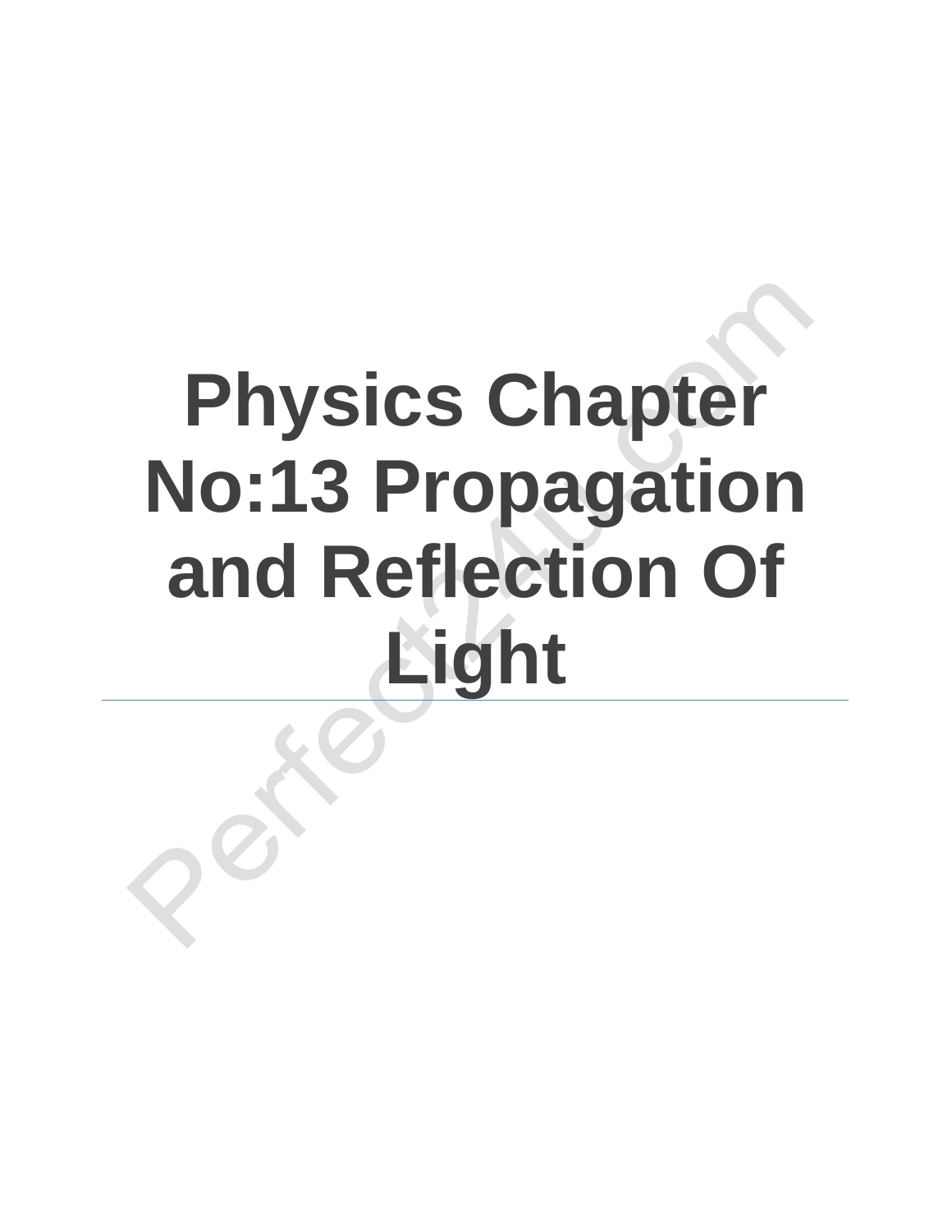# Physics Chapter No:13 Propagation and Reflection Of Light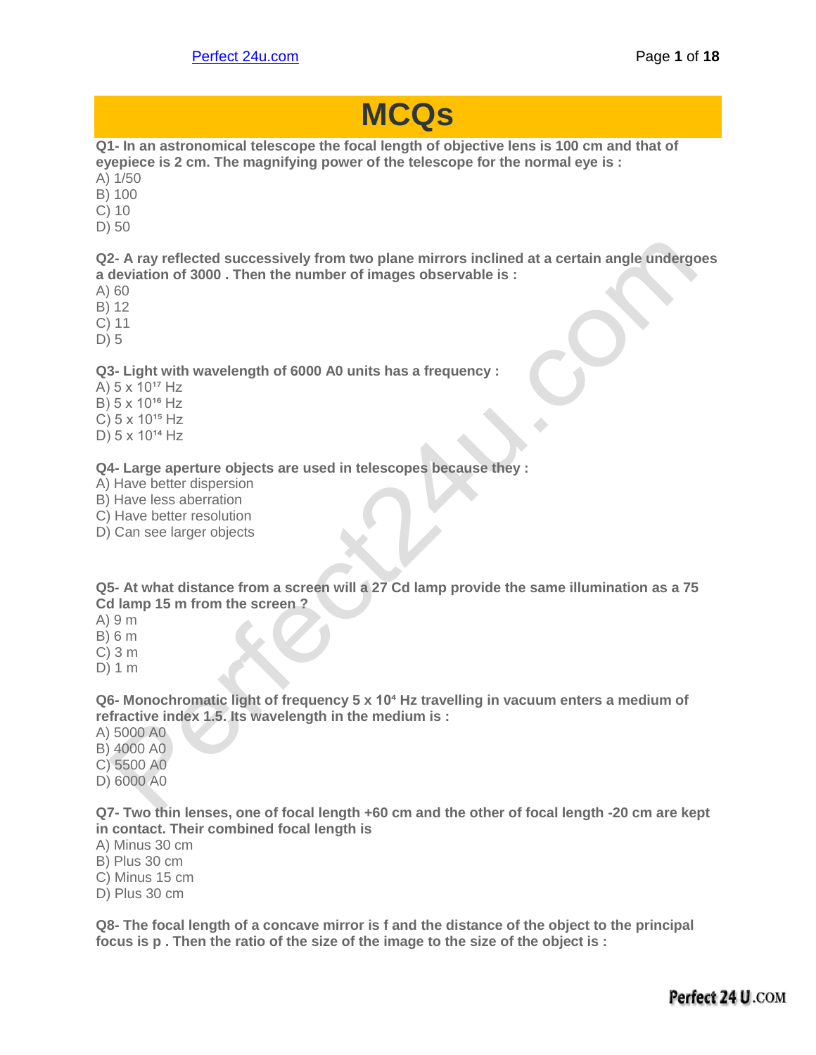# MCQs

**Q1- In an astronomical telescope the focal length of objective lens is 100 cm and that of eyepiece is 2 cm. The magnifying power of the telescope for the normal eye is :**

A) 1/50
B) 100
C) 10
D) 50

**Q2- A ray reflected successively from two plane mirrors inclined at a certain angle undergoes a deviation of 3000 . Then the number of images observable is :**

A) 60
B) 12
C) 11
D) 5

**Q3- Light with wavelength of 6000 A0 units has a frequency :**

A) $5 \times 10^{17}$ Hz
B) $5 \times 10^{16}$ Hz
C) $5 \times 10^{15}$ Hz
D) $5 \times 10^{14}$ Hz

**Q4- Large aperture objects are used in telescopes because they :**

A) Have better dispersion
B) Have less aberration
C) Have better resolution
D) Can see larger objects

**Q5- At what distance from a screen will a 27 Cd lamp provide the same illumination as a 75 Cd lamp 15 m from the screen ?**

A) 9 m
B) 6 m
C) 3 m
D) 1 m

**Q6- Monochromatic light of frequency $5 \times 10^{4}$ Hz travelling in vacuum enters a medium of refractive index 1.5. Its wavelength in the medium is :**

A) 5000 A0
B) 4000 A0
C) 5500 A0
D) 6000 A0

**Q7- Two thin lenses, one of focal length +60 cm and the other of focal length -20 cm are kept in contact. Their combined focal length is**

A) Minus 30 cm
B) Plus 30 cm
C) Minus 15 cm
D) Plus 30 cm

**Q8- The focal length of a concave mirror is f and the distance of the object to the principal focus is p . Then the ratio of the size of the image to the size of the object is :**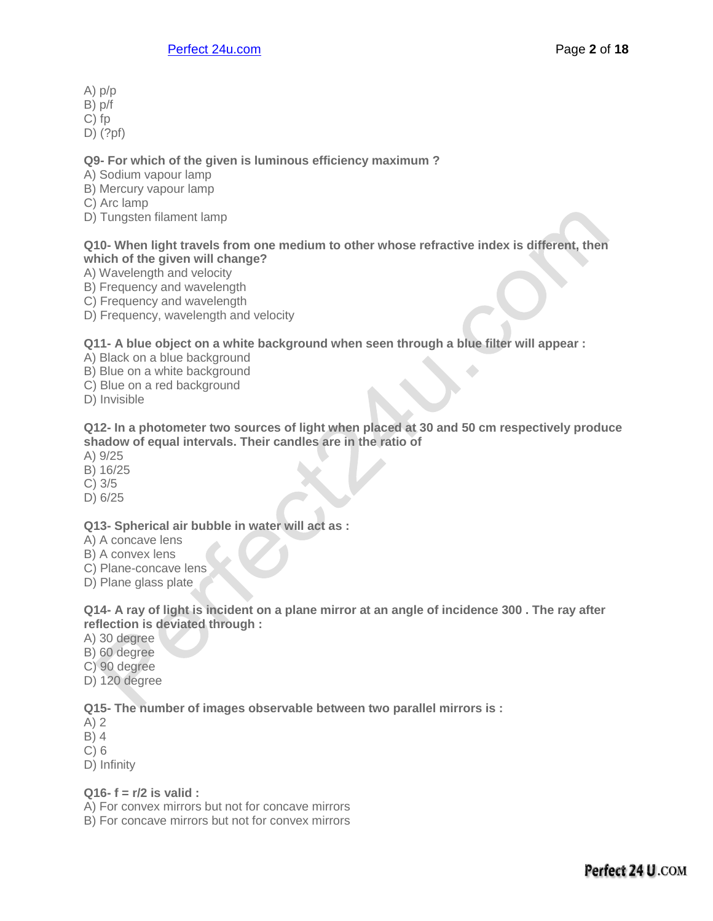A) p/p
B) p/f
C) fp
D) (?pf)

**Q9- For which of the given is luminous efficiency maximum ?**
A) Sodium vapour lamp
B) Mercury vapour lamp
C) Arc lamp
D) Tungsten filament lamp

**Q10- When light travels from one medium to other whose refractive index is different, then which of the given will change?**
A) Wavelength and velocity
B) Frequency and wavelength
C) Frequency and wavelength
D) Frequency, wavelength and velocity

**Q11- A blue object on a white background when seen through a blue filter will appear :**
A) Black on a blue background
B) Blue on a white background
C) Blue on a red background
D) Invisible

**Q12- In a photometer two sources of light when placed at 30 and 50 cm respectively produce shadow of equal intervals. Their candles are in the ratio of**
A) 9/25
B) 16/25
C) 3/5
D) 6/25

**Q13- Spherical air bubble in water will act as :**
A) A concave lens
B) A convex lens
C) Plane-concave lens
D) Plane glass plate

**Q14- A ray of light is incident on a plane mirror at an angle of incidence 300 . The ray after reflection is deviated through :**
A) 30 degree
B) 60 degree
C) 90 degree
D) 120 degree

**Q15- The number of images observable between two parallel mirrors is :**
A) 2
B) 4
C) 6
D) Infinity

**Q16- f = r/2 is valid :**
A) For convex mirrors but not for concave mirrors
B) For concave mirrors but not for convex mirrors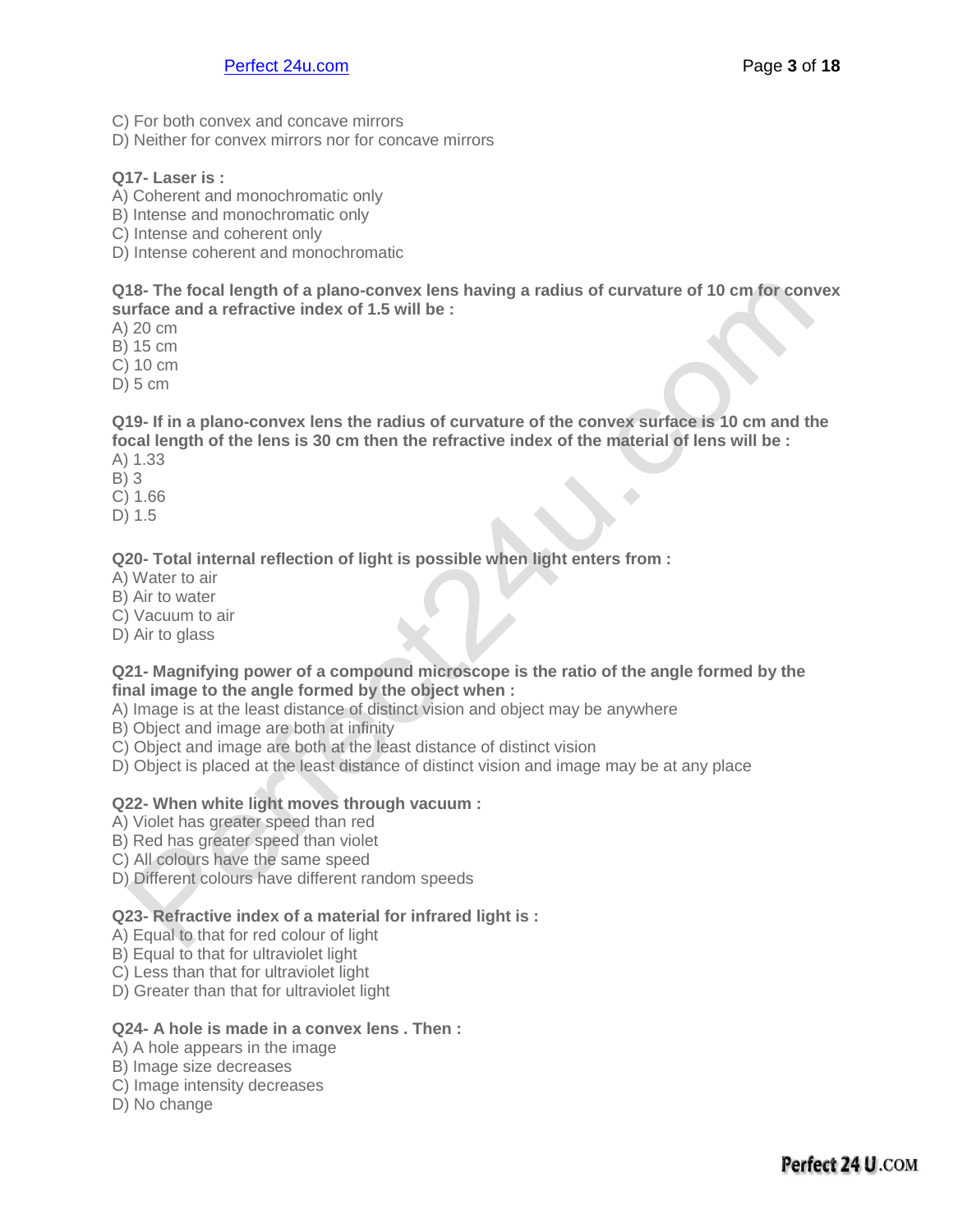C) For both convex and concave mirrors
D) Neither for convex mirrors nor for concave mirrors

**Q17- Laser is :**
A) Coherent and monochromatic only
B) Intense and monochromatic only
C) Intense and coherent only
D) Intense coherent and monochromatic

**Q18- The focal length of a plano-convex lens having a radius of curvature of 10 cm for convex surface and a refractive index of 1.5 will be :**
A) 20 cm
B) 15 cm
C) 10 cm
D) 5 cm

**Q19- If in a plano-convex lens the radius of curvature of the convex surface is 10 cm and the focal length of the lens is 30 cm then the refractive index of the material of lens will be :**
A) 1.33
B) 3
C) 1.66
D) 1.5

**Q20- Total internal reflection of light is possible when light enters from :**
A) Water to air
B) Air to water
C) Vacuum to air
D) Air to glass

**Q21- Magnifying power of a compound microscope is the ratio of the angle formed by the final image to the angle formed by the object when :**
A) Image is at the least distance of distinct vision and object may be anywhere
B) Object and image are both at infinity
C) Object and image are both at the least distance of distinct vision
D) Object is placed at the least distance of distinct vision and image may be at any place

**Q22- When white light moves through vacuum :**
A) Violet has greater speed than red
B) Red has greater speed than violet
C) All colours have the same speed
D) Different colours have different random speeds

**Q23- Refractive index of a material for infrared light is :**
A) Equal to that for red colour of light
B) Equal to that for ultraviolet light
C) Less than that for ultraviolet light
D) Greater than that for ultraviolet light

**Q24- A hole is made in a convex lens . Then :**
A) A hole appears in the image
B) Image size decreases
C) Image intensity decreases
D) No change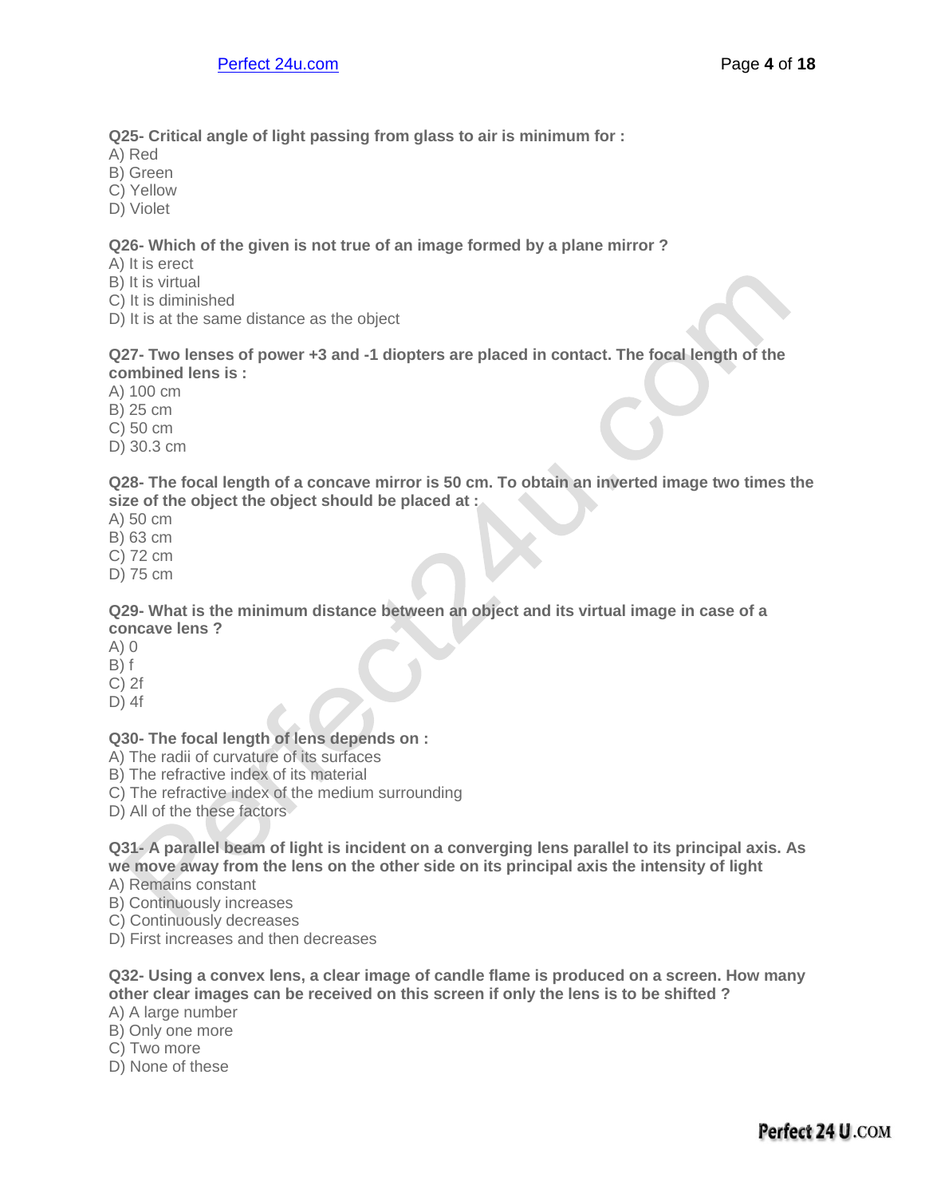**Q25- Critical angle of light passing from glass to air is minimum for :**

A) Red
B) Green
C) Yellow
D) Violet

**Q26- Which of the given is not true of an image formed by a plane mirror ?**

A) It is erect
B) It is virtual
C) It is diminished
D) It is at the same distance as the object

**Q27- Two lenses of power +3 and -1 diopters are placed in contact. The focal length of the combined lens is :**

A) 100 cm
B) 25 cm
C) 50 cm
D) 30.3 cm

**Q28- The focal length of a concave mirror is 50 cm. To obtain an inverted image two times the size of the object the object should be placed at :**

A) 50 cm
B) 63 cm
C) 72 cm
D) 75 cm

**Q29- What is the minimum distance between an object and its virtual image in case of a concave lens ?**

A) 0
B) f
C) 2f
D) 4f

**Q30- The focal length of lens depends on :**

A) The radii of curvature of its surfaces
B) The refractive index of its material
C) The refractive index of the medium surrounding
D) All of the these factors

**Q31- A parallel beam of light is incident on a converging lens parallel to its principal axis. As we move away from the lens on the other side on its principal axis the intensity of light**

A) Remains constant
B) Continuously increases
C) Continuously decreases
D) First increases and then decreases

**Q32- Using a convex lens, a clear image of candle flame is produced on a screen. How many other clear images can be received on this screen if only the lens is to be shifted ?**

A) A large number
B) Only one more
C) Two more
D) None of these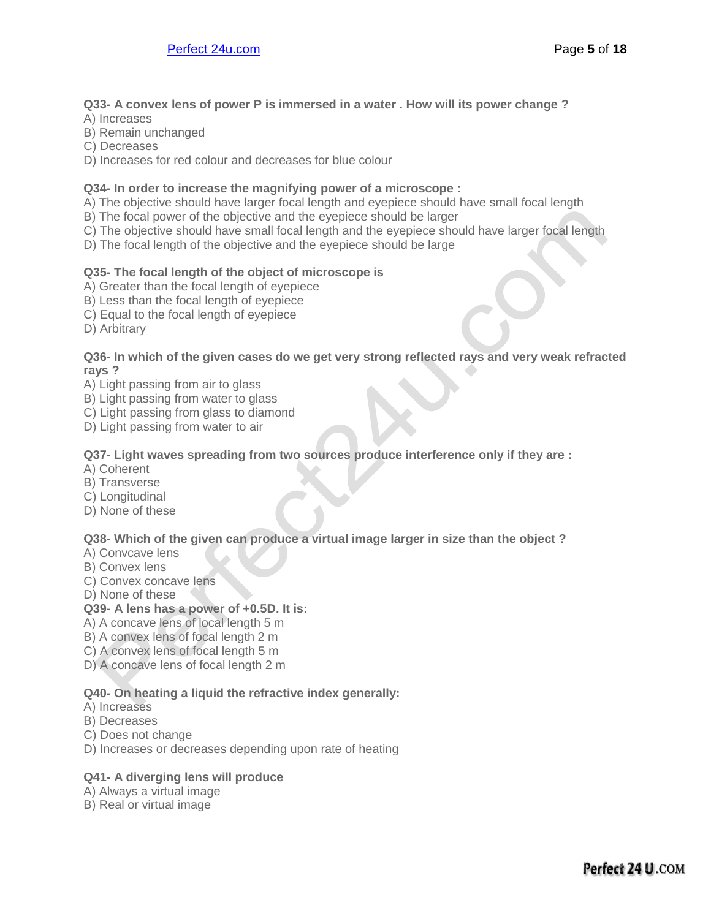**Q33- A convex lens of power P is immersed in a water . How will its power change ?**
A) Increases
B) Remain unchanged
C) Decreases
D) Increases for red colour and decreases for blue colour

**Q34- In order to increase the magnifying power of a microscope :**
A) The objective should have larger focal length and eyepiece should have small focal length
B) The focal power of the objective and the eyepiece should be larger
C) The objective should have small focal length and the eyepiece should have larger focal length
D) The focal length of the objective and the eyepiece should be large

**Q35- The focal length of the object of microscope is**
A) Greater than the focal length of eyepiece
B) Less than the focal length of eyepiece
C) Equal to the focal length of eyepiece
D) Arbitrary

**Q36- In which of the given cases do we get very strong reflected rays and very weak refracted rays ?**
A) Light passing from air to glass
B) Light passing from water to glass
C) Light passing from glass to diamond
D) Light passing from water to air

**Q37- Light waves spreading from two sources produce interference only if they are :**
A) Coherent
B) Transverse
C) Longitudinal
D) None of these

**Q38- Which of the given can produce a virtual image larger in size than the object ?**
A) Convcave lens
B) Convex lens
C) Convex concave lens
D) None of these

**Q39- A lens has a power of +0.5D. It is:**
A) A concave lens of local length 5 m
B) A convex lens of focal length 2 m
C) A convex lens of focal length 5 m
D) A concave lens of focal length 2 m

**Q40- On heating a liquid the refractive index generally:**
A) Increases
B) Decreases
C) Does not change
D) Increases or decreases depending upon rate of heating

**Q41- A diverging lens will produce**
A) Always a virtual image
B) Real or virtual image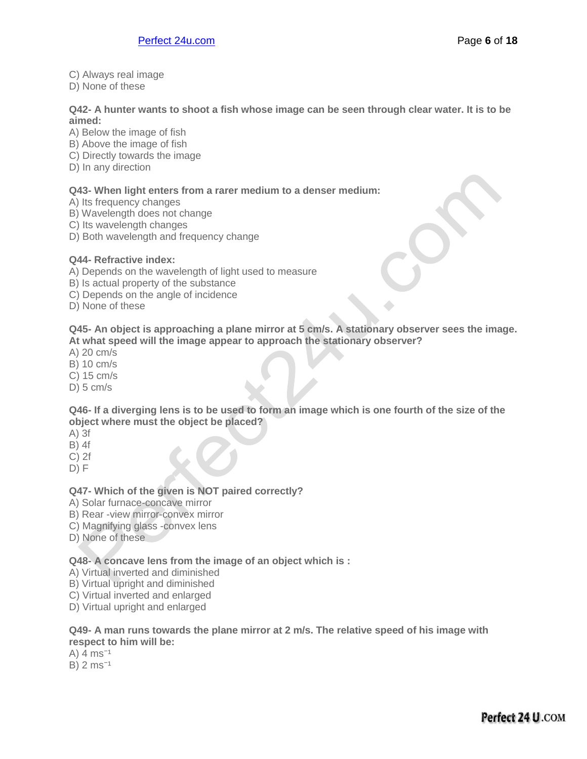C) Always real image
D) None of these

**Q42- A hunter wants to shoot a fish whose image can be seen through clear water. It is to be aimed:**
A) Below the image of fish
B) Above the image of fish
C) Directly towards the image
D) In any direction

**Q43- When light enters from a rarer medium to a denser medium:**
A) Its frequency changes
B) Wavelength does not change
C) Its wavelength changes
D) Both wavelength and frequency change

**Q44- Refractive index:**
A) Depends on the wavelength of light used to measure
B) Is actual property of the substance
C) Depends on the angle of incidence
D) None of these

**Q45- An object is approaching a plane mirror at 5 cm/s. A stationary observer sees the image. At what speed will the image appear to approach the stationary observer?**
A) 20 cm/s
B) 10 cm/s
C) 15 cm/s
D) 5 cm/s

**Q46- If a diverging lens is to be used to form an image which is one fourth of the size of the object where must the object be placed?**
A) 3f
B) 4f
C) 2f
D) F

**Q47- Which of the given is NOT paired correctly?**
A) Solar furnace-concave mirror
B) Rear -view mirror-convex mirror
C) Magnifying glass -convex lens
D) None of these

**Q48- A concave lens from the image of an object which is :**
A) Virtual inverted and diminished
B) Virtual upright and diminished
C) Virtual inverted and enlarged
D) Virtual upright and enlarged

**Q49- A man runs towards the plane mirror at 2 m/s. The relative speed of his image with respect to him will be:**
A) 4 $ms^{-1}$
B) 2 $ms^{-1}$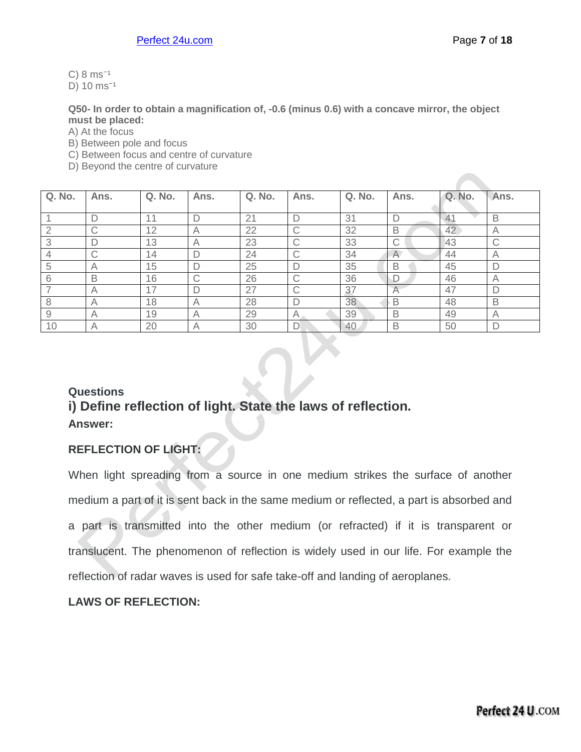C) 8 $ms^{-1}$
D) 10 $ms^{-1}$

**Q50- In order to obtain a magnification of, -0.6 (minus 0.6) with a concave mirror, the object must be placed:**
A) At the focus
B) Between pole and focus
C) Between focus and centre of curvature
D) Beyond the centre of curvature

| Q. No. | Ans. | Q. No. | Ans. | Q. No. | Ans. | Q. No. | Ans. | Q. No. | Ans. |
|---|---|---|---|---|---|---|---|---|---|
| 1 | D | 11 | D | 21 | D | 31 | D | 41 | B |
| 2 | C | 12 | A | 22 | C | 32 | B | 42 | A |
| 3 | D | 13 | A | 23 | C | 33 | C | 43 | C |
| 4 | C | 14 | D | 24 | C | 34 | A | 44 | A |
| 5 | A | 15 | D | 25 | D | 35 | B | 45 | D |
| 6 | B | 16 | C | 26 | C | 36 | D | 46 | A |
| 7 | A | 17 | D | 27 | C | 37 | A | 47 | D |
| 8 | A | 18 | A | 28 | D | 38 | B | 48 | B |
| 9 | A | 19 | A | 29 | A | 39 | B | 49 | A |
| 10 | A | 20 | A | 30 | D | 40 | B | 50 | D |

**Questions**

## i) Define reflection of light. State the laws of reflection.

**Answer:**

**REFLECTION OF LIGHT:**

When light spreading from a source in one medium strikes the surface of another medium a part of it is sent back in the same medium or reflected, a part is absorbed and a part is transmitted into the other medium (or refracted) if it is transparent or translucent. The phenomenon of reflection is widely used in our life. For example the reflection of radar waves is used for safe take-off and landing of aeroplanes.

**LAWS OF REFLECTION:**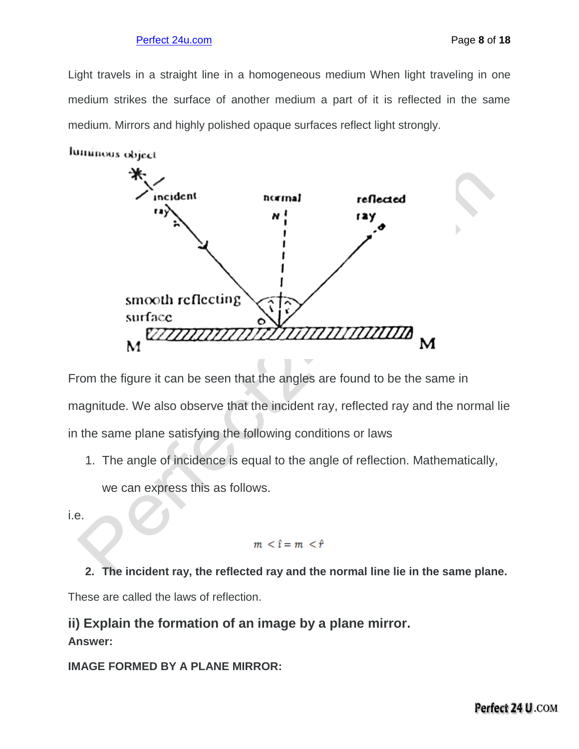Light travels in a straight line in a homogeneous medium When light traveling in one medium strikes the surface of another medium a part of it is reflected in the same medium. Mirrors and highly polished opaque surfaces reflect light strongly.

From the figure it can be seen that the angles are found to be the same in magnitude. We also observe that the incident ray, reflected ray and the normal lie in the same plane satisfying the following conditions or laws

1. The angle of incidence is equal to the angle of reflection. Mathematically, we can express this as follows.

i.e.

$$m < \hat{\imath} = m < \hat{r}$$

2. **The incident ray, the reflected ray and the normal line lie in the same plane.**

These are called the laws of reflection.

## ii) Explain the formation of an image by a plane mirror.

**Answer:**

**IMAGE FORMED BY A PLANE MIRROR:**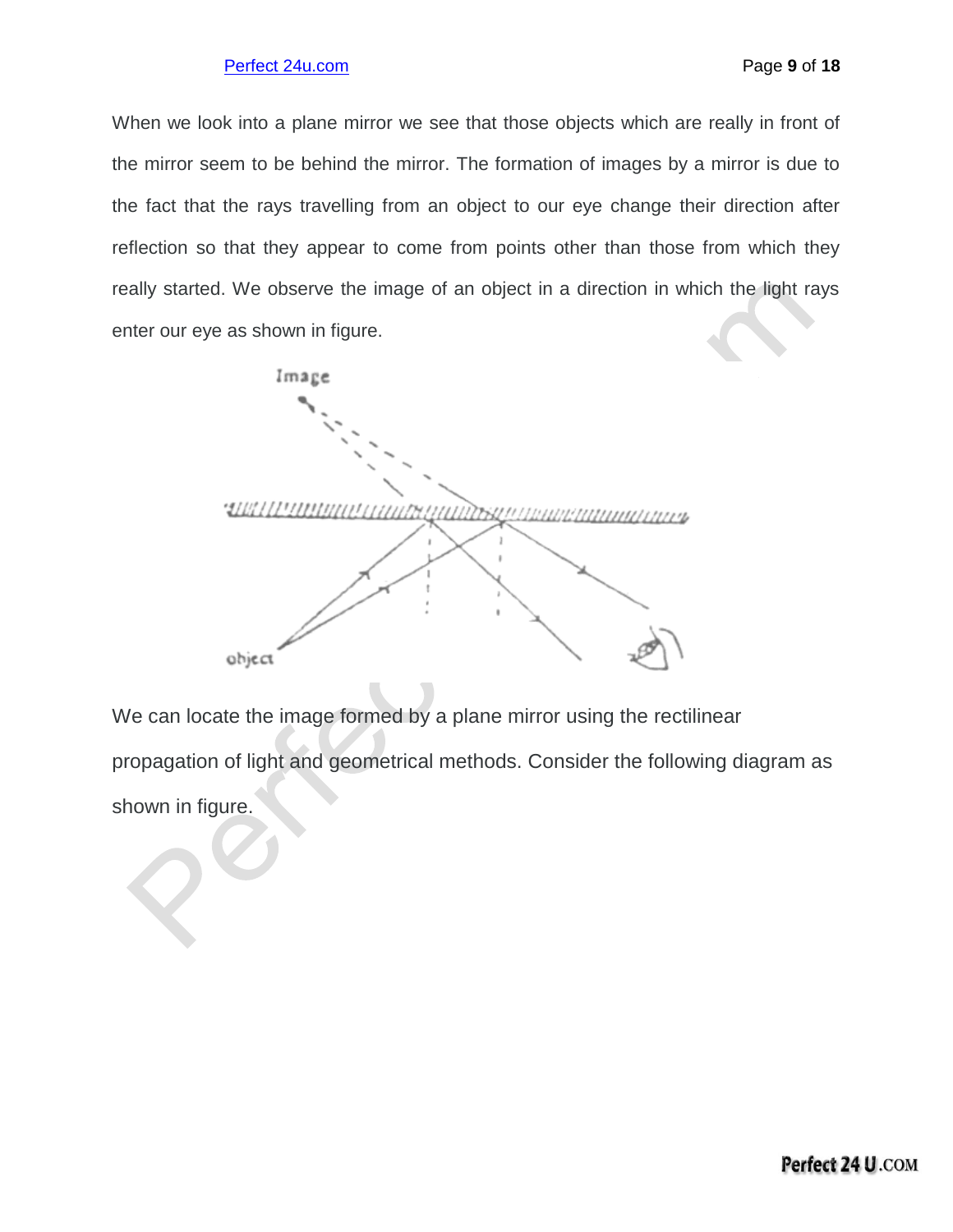When we look into a plane mirror we see that those objects which are really in front of the mirror seem to be behind the mirror. The formation of images by a mirror is due to the fact that the rays travelling from an object to our eye change their direction after reflection so that they appear to come from points other than those from which they really started. We observe the image of an object in a direction in which the light rays enter our eye as shown in figure.

We can locate the image formed by a plane mirror using the rectilinear propagation of light and geometrical methods. Consider the following diagram as shown in figure.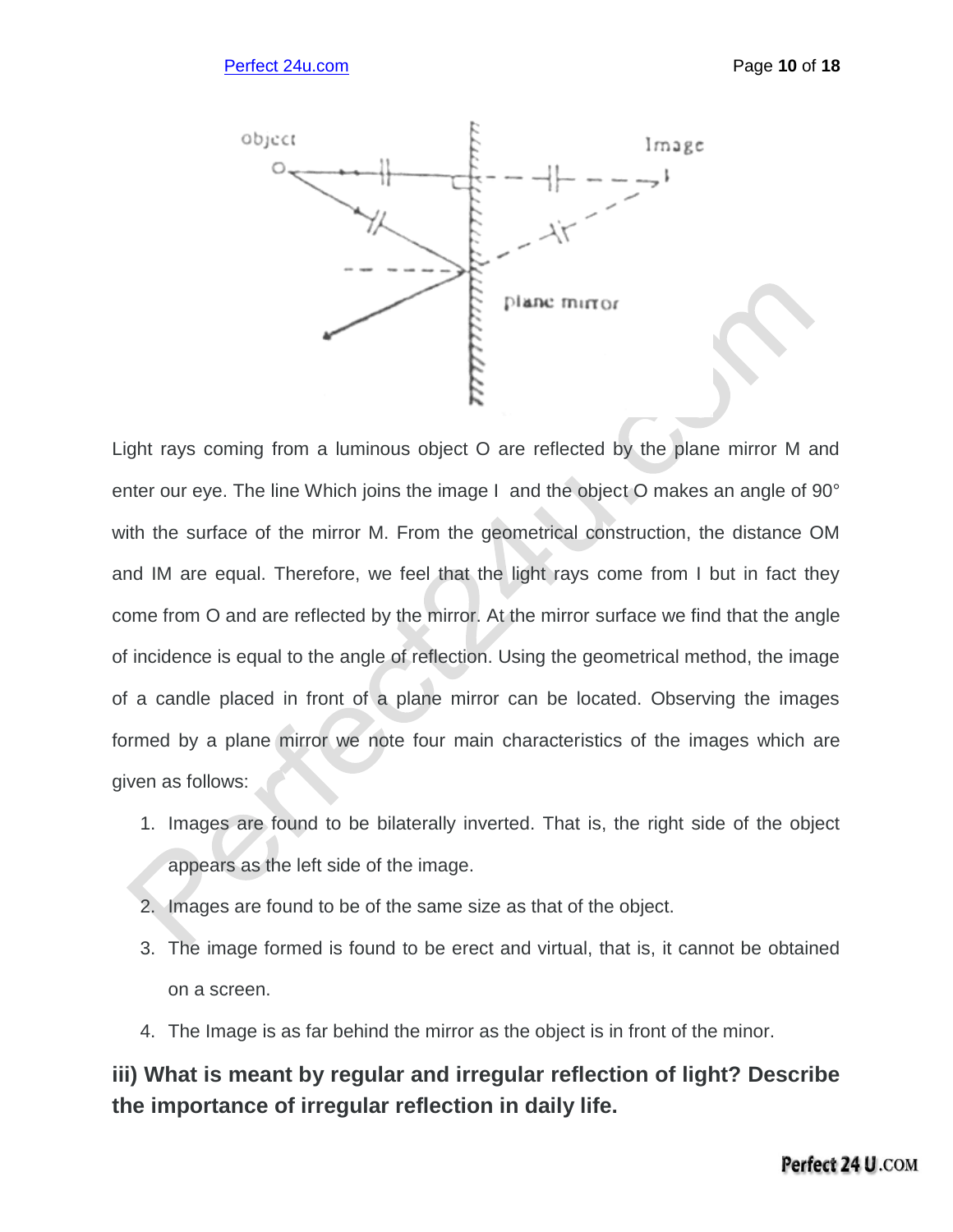Light rays coming from a luminous object O are reflected by the plane mirror M and enter our eye. The line Which joins the image I and the object O makes an angle of 90° with the surface of the mirror M. From the geometrical construction, the distance OM and IM are equal. Therefore, we feel that the light rays come from I but in fact they come from O and are reflected by the mirror. At the mirror surface we find that the angle of incidence is equal to the angle of reflection. Using the geometrical method, the image of a candle placed in front of a plane mirror can be located. Observing the images formed by a plane mirror we note four main characteristics of the images which are given as follows:

1. Images are found to be bilaterally inverted. That is, the right side of the object appears as the left side of the image.
2. Images are found to be of the same size as that of the object.
3. The image formed is found to be erect and virtual, that is, it cannot be obtained on a screen.
4. The Image is as far behind the mirror as the object is in front of the minor.

**iii) What is meant by regular and irregular reflection of light? Describe the importance of irregular reflection in daily life.**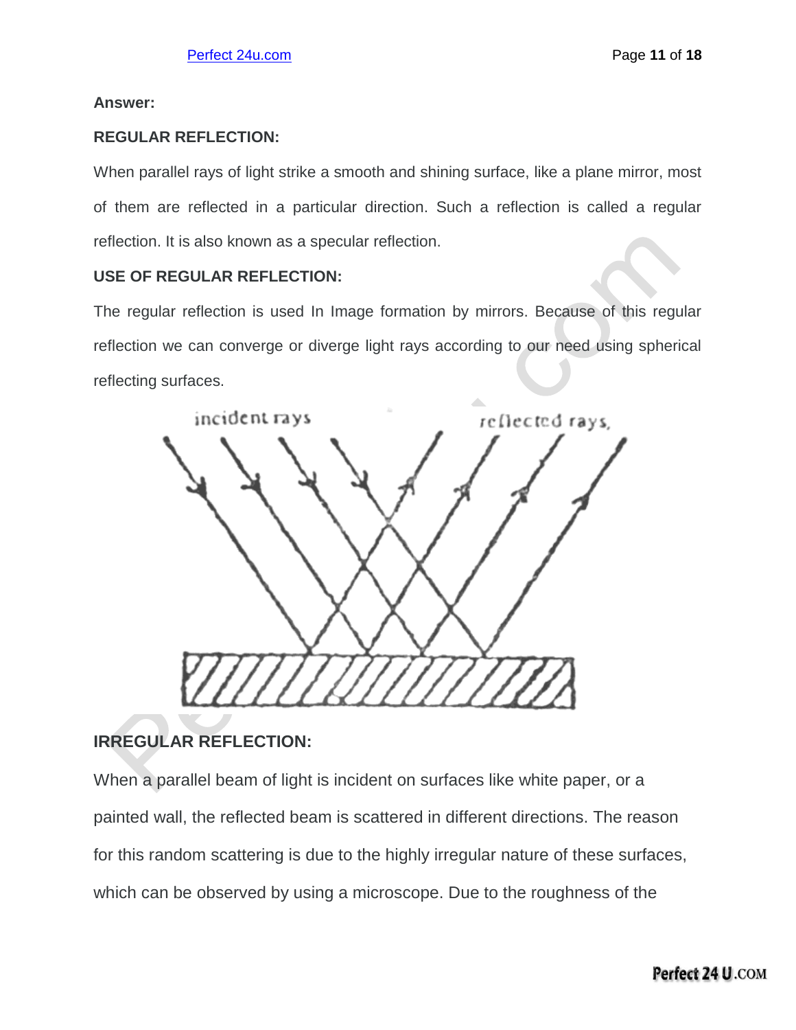**Answer:**

**REGULAR REFLECTION:**

When parallel rays of light strike a smooth and shining surface, like a plane mirror, most of them are reflected in a particular direction. Such a reflection is called a regular reflection. It is also known as a specular reflection.

**USE OF REGULAR REFLECTION:**

The regular reflection is used In Image formation by mirrors. Because of this regular reflection we can converge or diverge light rays according to our need using spherical reflecting surfaces.

**IRREGULAR REFLECTION:**

When a parallel beam of light is incident on surfaces like white paper, or a painted wall, the reflected beam is scattered in different directions. The reason for this random scattering is due to the highly irregular nature of these surfaces, which can be observed by using a microscope. Due to the roughness of the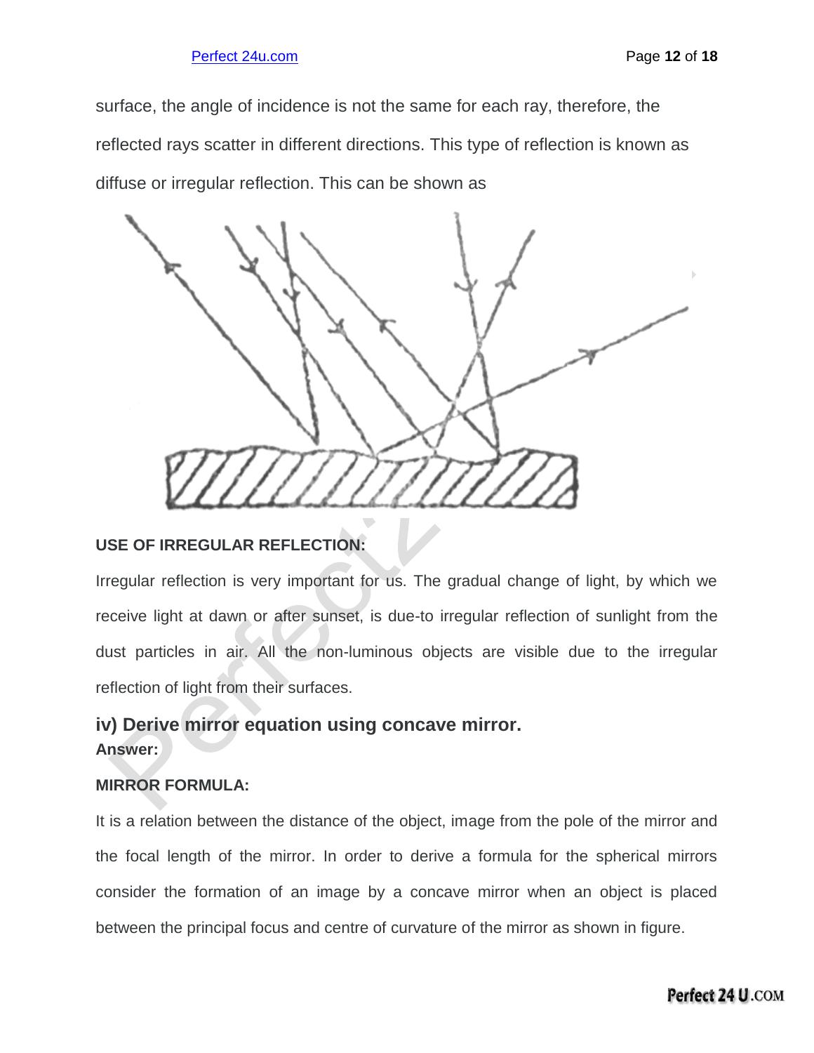surface, the angle of incidence is not the same for each ray, therefore, the reflected rays scatter in different directions. This type of reflection is known as diffuse or irregular reflection. This can shown as

**USE OF IRREGULAR REFLECTION:**

Irregular reflection is very important for us. The gradual change of light, by which we receive light at dawn or after sunset, is due-to irregular reflection of sunlight from the dust particles in air. All the non-luminous objects are visible due to the irregular reflection of light from their surfaces.

### iv) Derive mirror equation using concave mirror.

**Answer:**

**MIRROR FORMULA:**

It is a relation between the distance of the object, image from the pole of the mirror and the focal length of the mirror. In order to derive a formula for the spherical mirrors consider the formation of an image by a concave mirror when an object is placed between the principal focus and centre of curvature of the mirror as shown in figure.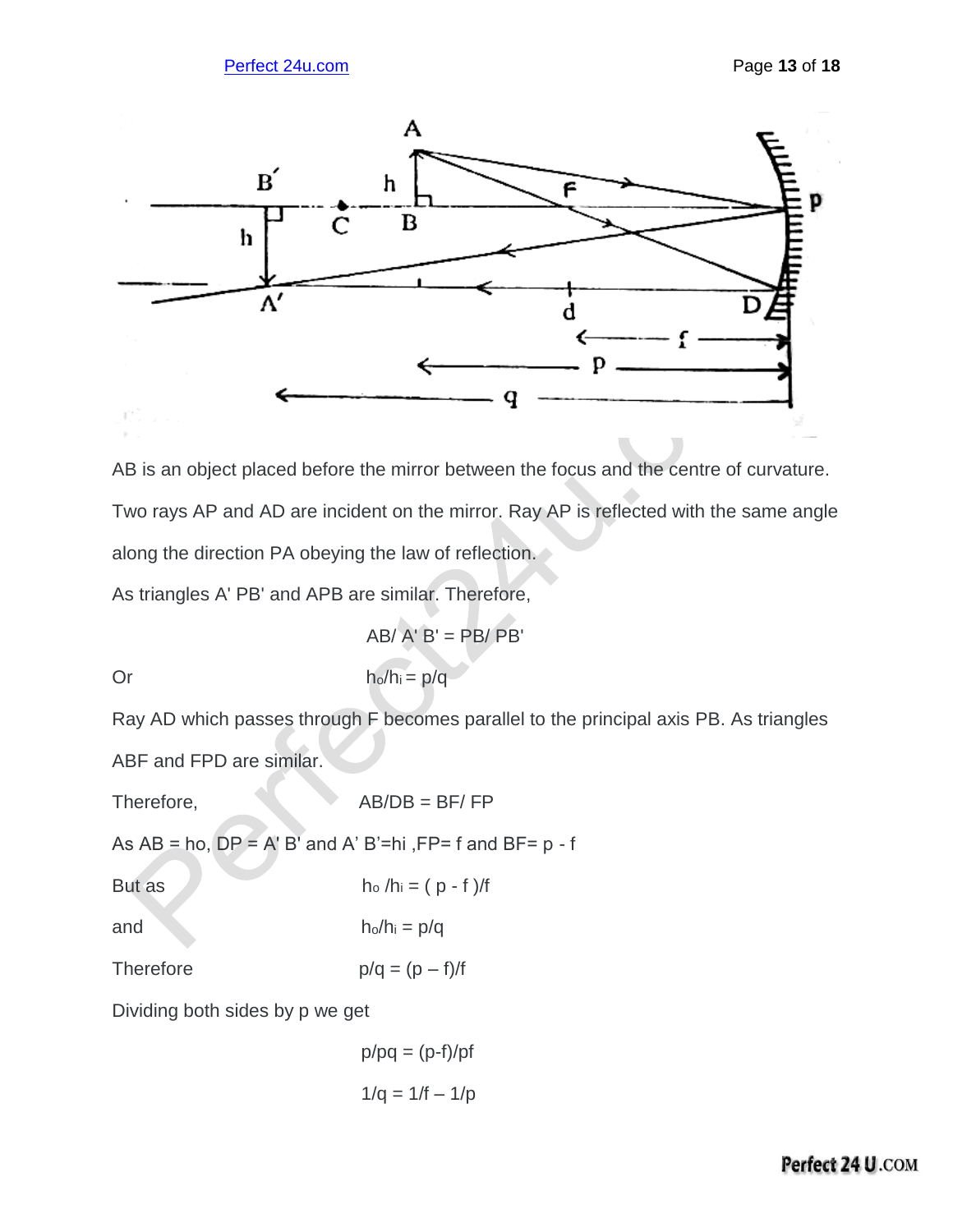AB is an object placed before the mirror between the focus and the centre of curvature. Two rays AP and AD are incident on the mirror. Ray AP is reflected with the same angle along the direction PA obeying the law of reflection.

As triangles A' PB' and APB are similar. Therefore,

$$AB/A'B' = PB/PB'$$

Or $$h_o/h_i = p/q$$

Ray AD which passes through F becomes parallel to the principal axis PB. As triangles ABF and FPD are similar.

Therefore, $$AB/DB = BF/FP$$

As AB = ho, DP = A' B' and A' B' = hi, FP = f and BF = p - f

But as $$h_o/h_i = (p - f)/f$$

and $$h_o/h_i = p/q$$

Therefore $$p/q = (p - f)/f$$

Dividing both sides by p we get

$$p/pq = (p-f)/pf$$

$$1/q = 1/f - 1/p$$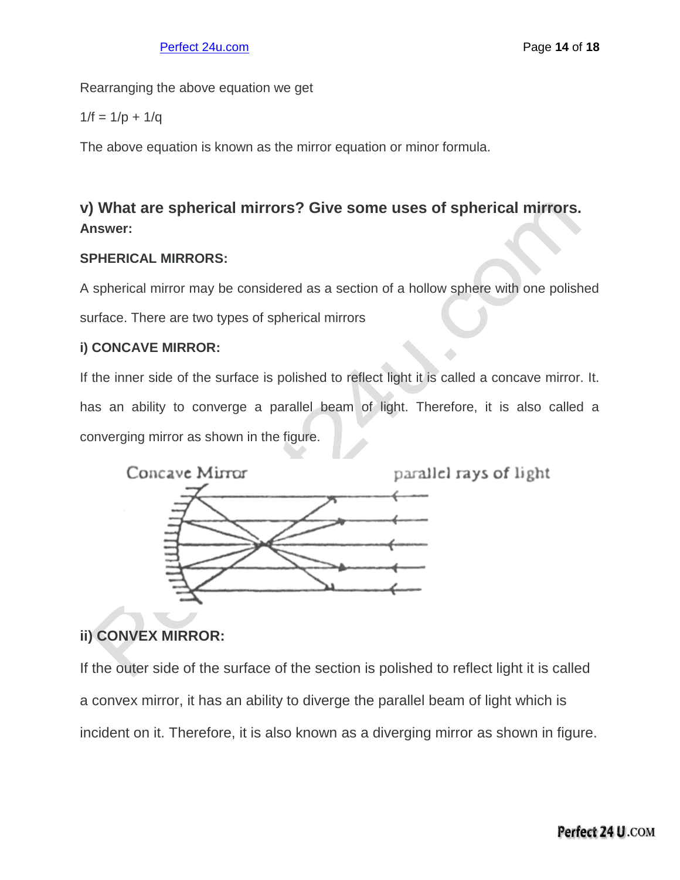Rearranging the above equation we get

$1/f = 1/p + 1/q$

The above equation is known as the mirror equation or minor formula.

### v) What are spherical mirrors? Give some uses of spherical mirrors.

**Answer:**

**SPHERICAL MIRRORS:**

A spherical mirror may be considered as a section of a hollow sphere with one polished surface. There are two types of spherical mirrors

**i) CONCAVE MIRROR:**

If the inner side of the surface is polished to reflect light it is called a concave mirror. It. has an ability to converge a parallel beam of light. Therefore, it is also called a converging mirror as shown in the figure.

Concave Mirror

parallel rays of light

**ii) CONVEX MIRROR:**

If the outer side of the surface of the section is polished to reflect light it is called a convex mirror, it has an ability to diverge the parallel beam of light which is incident on it. Therefore, it is also known as a diverging mirror as shown in figure.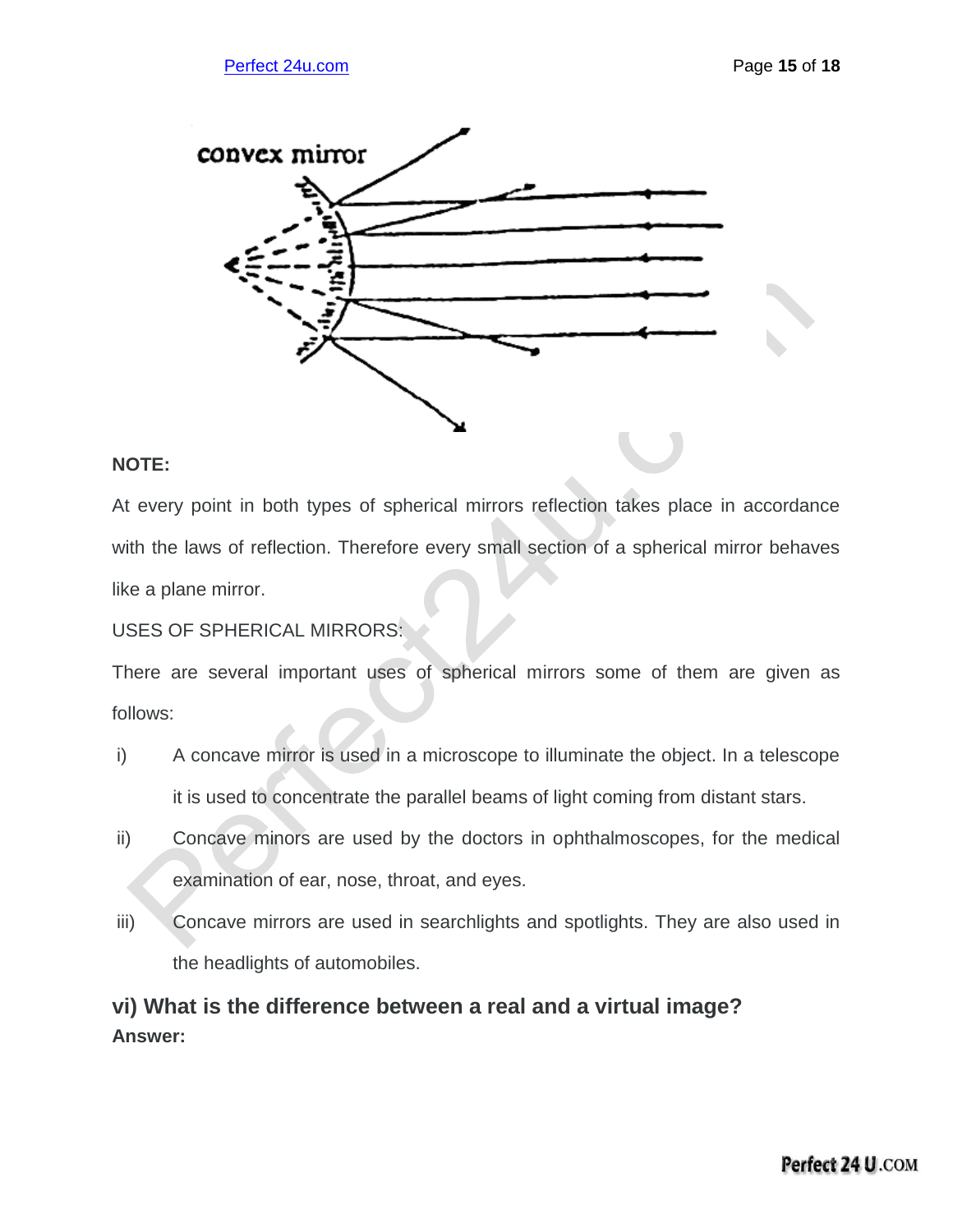**NOTE:**

At every point in both types of spherical mirrors reflection takes place in accordance with the laws of reflection. Therefore every small section of a spherical mirror behaves like a plane mirror.

USES OF SPHERICAL MIRRORS:

There are several important uses of spherical mirrors some of them are given as follows:

i) A concave mirror is used in a microscope to illuminate the object. In a telescope it is used to concentrate the parallel beams of light coming from distant stars.

ii) Concave minors are used by the doctors in ophthalmoscopes, for the medical examination of ear, nose, throat, and eyes.

iii) Concave mirrors are used in searchlights and spotlights. They are also used in the headlights of automobiles.

### vi) What is the difference between a real and a virtual image?

**Answer:**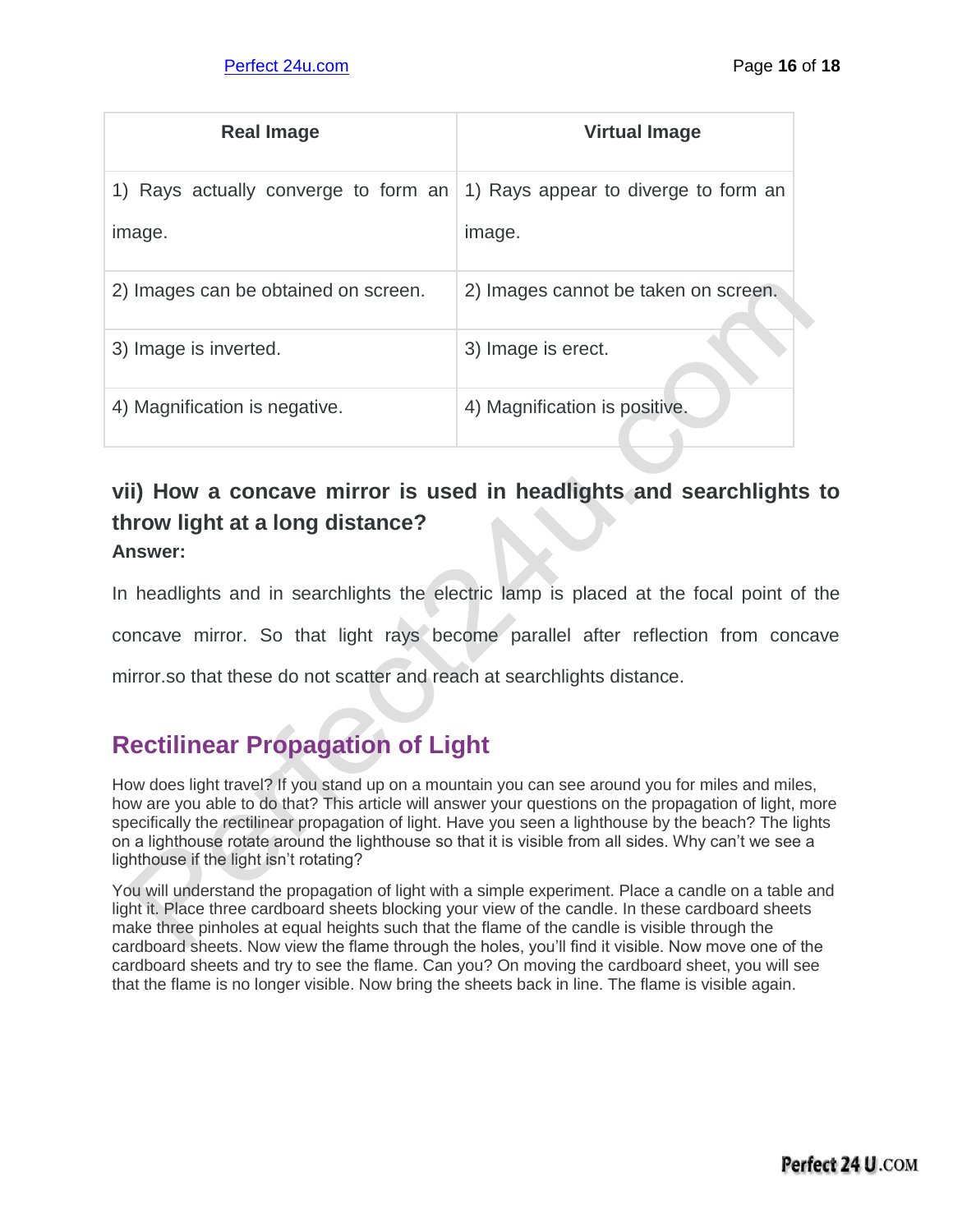| Real Image | Virtual Image |
|---|---|
| 1) Rays actually converge to form an image. | 1) Rays appear to diverge to form an image. |
| 2) Images can be obtained on screen. | 2) Images cannot be taken on screen. |
| 3) Image is inverted. | 3) Image is erect. |
| 4) Magnification is negative. | 4) Magnification is positive. |

### vii) How a concave mirror is used in headlights and searchlights to throw light at a long distance?

**Answer:**

In headlights and in searchlights the electric lamp is placed at the focal point of the concave mirror. So that light rays become parallel after reflection from concave mirror.so that these do not scatter and reach at searchlights distance.

## Rectilinear Propagation of Light

How does light travel? If you stand up on a mountain you can see around you for miles and miles, how are you able to do that? This article will answer your questions on the propagation of light, more specifically the rectilinear propagation of light. Have you seen a lighthouse by the beach? The lights on a lighthouse rotate around the lighthouse so that it is visible from all sides. Why can't we see a lighthouse if the light isn't rotating?

You will understand the propagation of light with a simple experiment. Place a candle on a table and light it. Place three cardboard sheets blocking your view of the candle. In these cardboard sheets make three pinholes at equal heights such that the flame of the candle is visible through the cardboard sheets. Now view the flame through the holes, you'll find it visible. Now move one of the cardboard sheets and try to see the flame. Can you? On moving the cardboard sheet, you will see that the flame is no longer visible. Now bring the sheets back in line. The flame is visible again.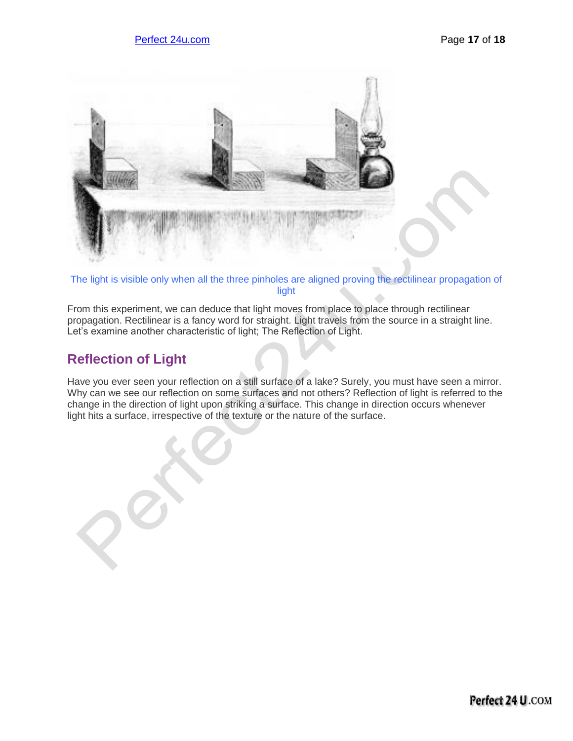The light is visible only when all the three pinholes are aligned proving the rectilinear propagation of light

From this experiment, we can deduce that light moves from place to place through rectilinear propagation. Rectilinear is a fancy word for straight. Light travels from the source in a straight line. Let's examine another characteristic of light; The Reflection of Light.

## Reflection of Light

Have you ever seen your reflection on a still surface of a lake? Surely, you must have seen a mirror. Why can we see our reflection on some surfaces and not others? Reflection of light is referred to the change in the direction of light upon striking a surface. This change in direction occurs whenever light hits a surface, irrespective of the texture or the nature of the surface.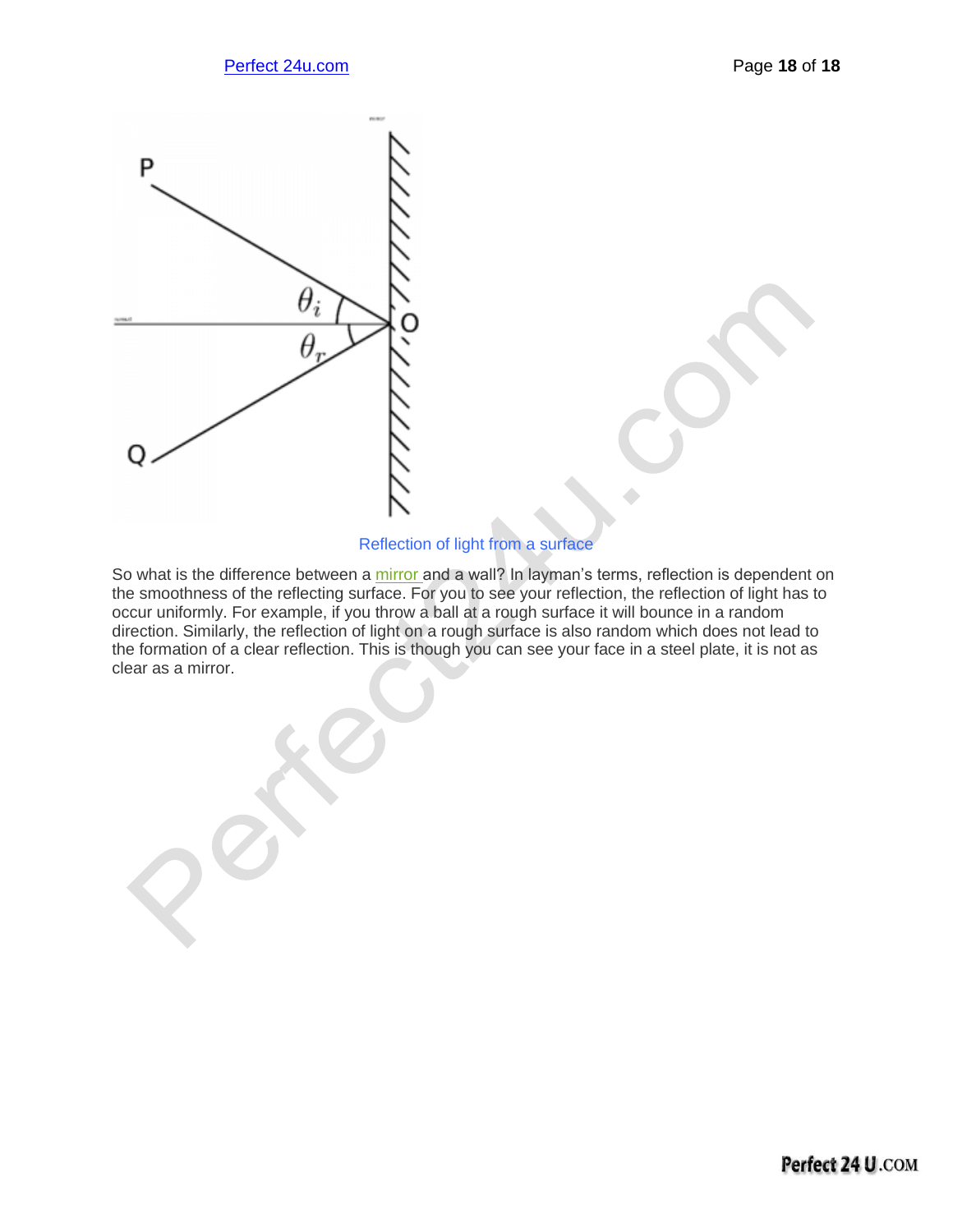Reflection of light from a surface

So what is the difference between a mirror and a wall? In layman's terms, reflection is dependent on the smoothness of the reflecting surface. For you to see your reflection, the reflection of light has to occur uniformly. For example, if you throw a ball at a rough surface it will bounce in a random direction. Similarly, the reflection of light on a rough surface is also random which does not lead to the formation of a clear reflection. This is though you can see your face in a steel plate, it is not as clear as a mirror.